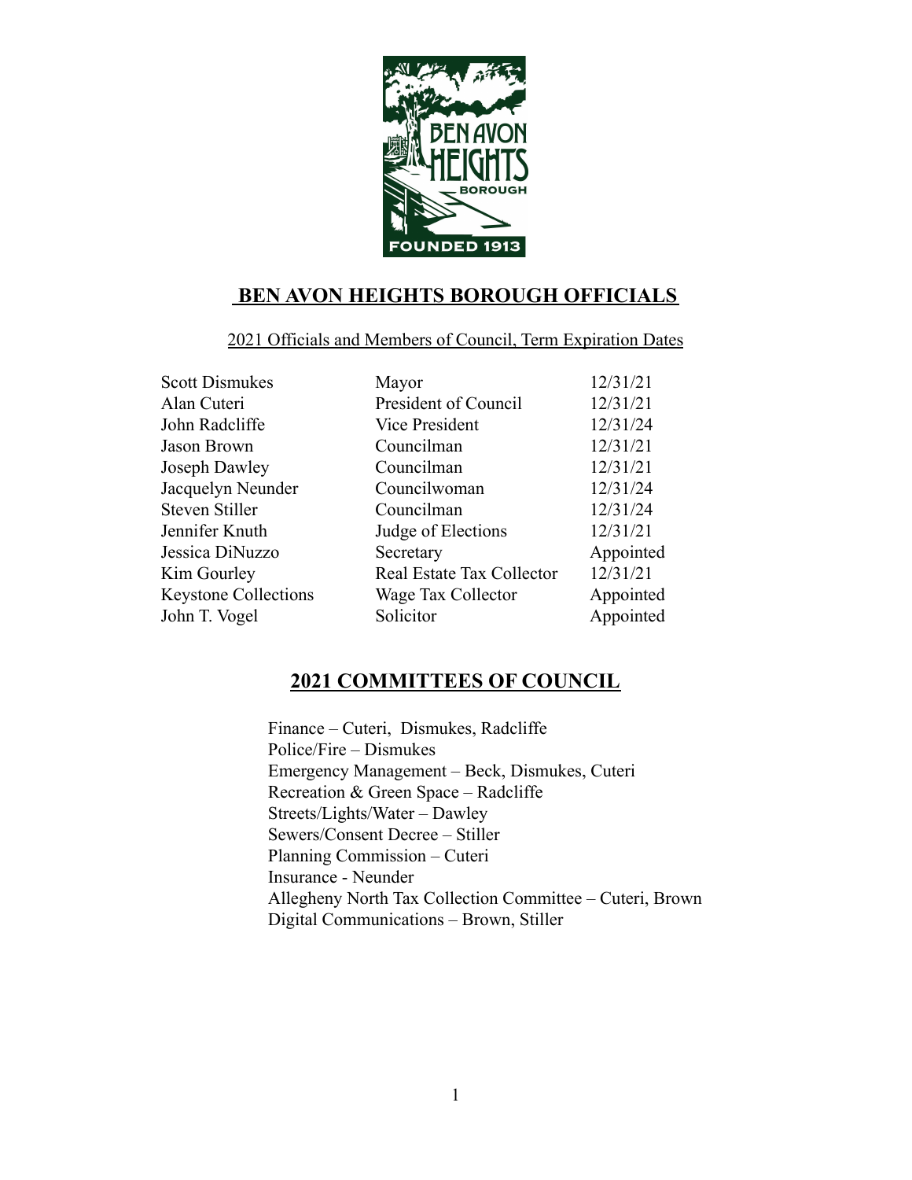# BEN AVON HEIGHTS BOROUGH OFFICIALS

2021 Officials and Members of Council, Term Expiration Dates

| | | |
|---|---|---|
| Scott Dismukes | Mayor | 12/31/21 |
| Alan Cuteri | President of Council | 12/31/21 |
| John Radcliffe | Vice President | 12/31/24 |
| Jason Brown | Councilman | 12/31/21 |
| Joseph Dawley | Councilman | 12/31/21 |
| Jacquelyn Neunder | Councilwoman | 12/31/24 |
| Steven Stiller | Councilman | 12/31/24 |
| Jennifer Knuth | Judge of Elections | 12/31/21 |
| Jessica DiNuzzo | Secretary | Appointed |
| Kim Gourley | Real Estate Tax Collector | 12/31/21 |
| Keystone Collections | Wage Tax Collector | Appointed |
| John T. Vogel | Solicitor | Appointed |

## 2021 COMMITTEES OF COUNCIL

Finance – Cuteri, Dismukes, Radcliffe
Police/Fire – Dismukes
Emergency Management – Beck, Dismukes, Cuteri
Recreation & Green Space – Radcliffe
Streets/Lights/Water – Dawley
Sewers/Consent Decree – Stiller
Planning Commission – Cuteri
Insurance - Neunder
Allegheny North Tax Collection Committee – Cuteri, Brown
Digital Communications – Brown, Stiller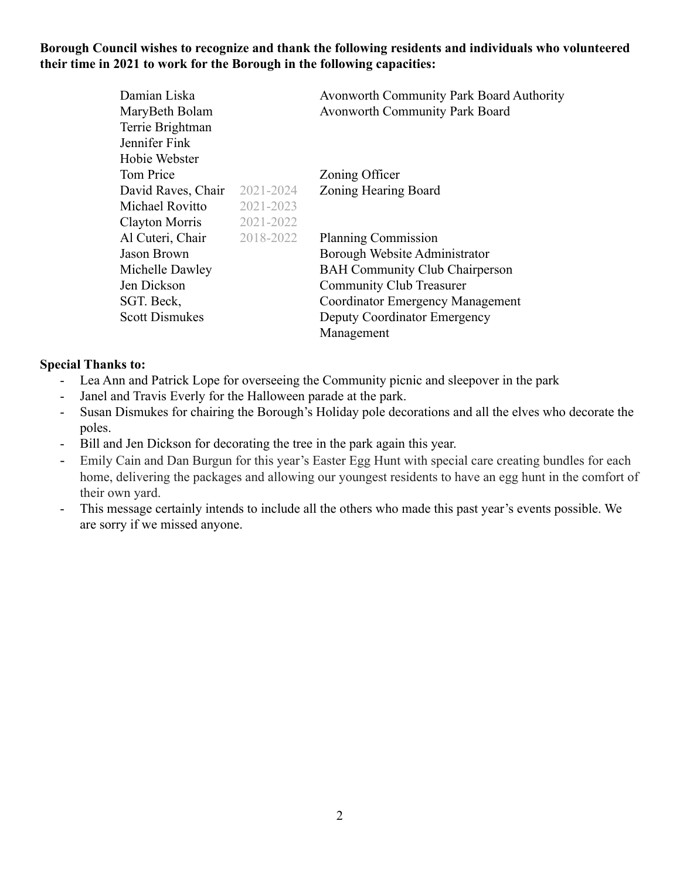**Borough Council wishes to recognize and thank the following residents and individuals who volunteered their time in 2021 to work for the Borough in the following capacities:**

| Name | Term | Capacity |
|---|---|---|
| Damian Liska | | Avonworth Community Park Board Authority |
| MaryBeth Bolam | | Avonworth Community Park Board |
| Terrie Brightman | | |
| Jennifer Fink | | |
| Hobie Webster | | |
| Tom Price | | Zoning Officer |
| David Raves, Chair | 2021-2024 | Zoning Hearing Board |
| Michael Rovitto | 2021-2023 | |
| Clayton Morris | 2021-2022 | |
| Al Cuteri, Chair | 2018-2022 | Planning Commission |
| Jason Brown | | Borough Website Administrator |
| Michelle Dawley | | BAH Community Club Chairperson |
| Jen Dickson | | Community Club Treasurer |
| SGT. Beck, | | Coordinator Emergency Management |
| Scott Dismukes | | Deputy Coordinator Emergency Management |

**Special Thanks to:**

- Lea Ann and Patrick Lope for overseeing the Community picnic and sleepover in the park
- Janel and Travis Everly for the Halloween parade at the park.
- Susan Dismukes for chairing the Borough's Holiday pole decorations and all the elves who decorate the poles.
- Bill and Jen Dickson for decorating the tree in the park again this year.
- Emily Cain and Dan Burgun for this year's Easter Egg Hunt with special care creating bundles for each home, delivering the packages and allowing our youngest residents to have an egg hunt in the comfort of their own yard.
- This message certainly intends to include all the others who made this past year's events possible. We are sorry if we missed anyone.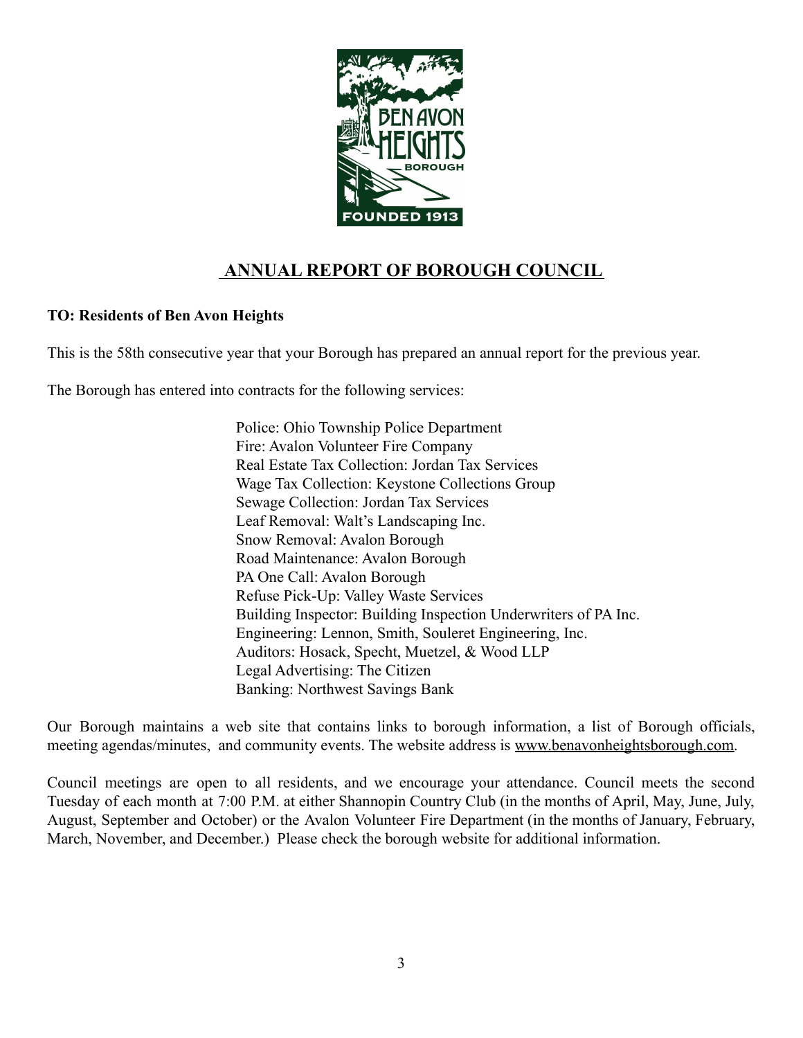# ANNUAL REPORT OF BOROUGH COUNCIL

**TO: Residents of Ben Avon Heights**

This is the 58th consecutive year that your Borough has prepared an annual report for the previous year.

The Borough has entered into contracts for the following services:

Police: Ohio Township Police Department
Fire: Avalon Volunteer Fire Company
Real Estate Tax Collection: Jordan Tax Services
Wage Tax Collection: Keystone Collections Group
Sewage Collection: Jordan Tax Services
Leaf Removal: Walt's Landscaping Inc.
Snow Removal: Avalon Borough
Road Maintenance: Avalon Borough
PA One Call: Avalon Borough
Refuse Pick-Up: Valley Waste Services
Building Inspector: Building Inspection Underwriters of PA Inc.
Engineering: Lennon, Smith, Souleret Engineering, Inc.
Auditors: Hosack, Specht, Muetzel, & Wood LLP
Legal Advertising: The Citizen
Banking: Northwest Savings Bank

Our Borough maintains a web site that contains links to borough information, a list of Borough officials, meeting agendas/minutes, and community events. The website address is www.benavonheightsborough.com.

Council meetings are open to all residents, and we encourage your attendance. Council meets the second Tuesday of each month at 7:00 P.M. at either Shannopin Country Club (in the months of April, May, June, July, August, September and October) or the Avalon Volunteer Fire Department (in the months of January, February, March, November, and December.) Please check the borough website for additional information.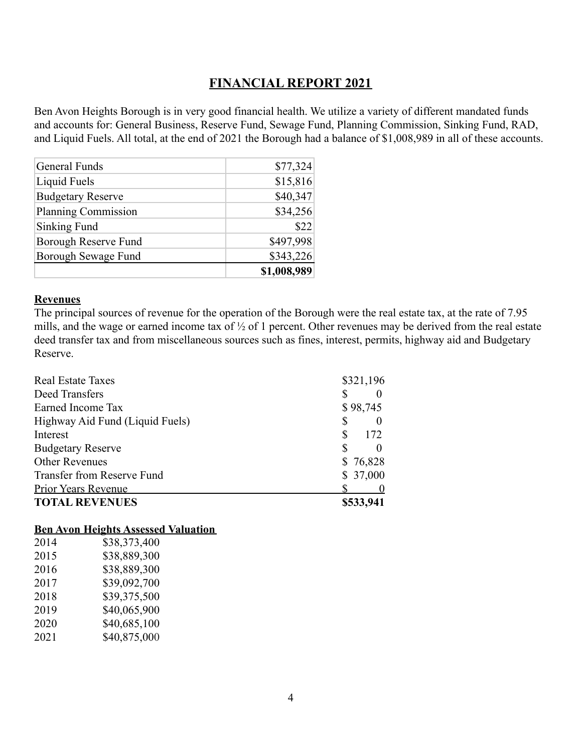# FINANCIAL REPORT 2021

Ben Avon Heights Borough is in very good financial health. We utilize a variety of different mandated funds and accounts for: General Business, Reserve Fund, Sewage Fund, Planning Commission, Sinking Fund, RAD, and Liquid Fuels. All total, at the end of 2021 the Borough had a balance of $1,008,989 in all of these accounts.

| | |
|---|---|
| General Funds | $77,324 |
| Liquid Fuels | $15,816 |
| Budgetary Reserve | $40,347 |
| Planning Commission | $34,256 |
| Sinking Fund | $22 |
| Borough Reserve Fund | $497,998 |
| Borough Sewage Fund | $343,226 |
| | **$1,008,989** |

## Revenues

The principal sources of revenue for the operation of the Borough were the real estate tax, at the rate of 7.95 mills, and the wage or earned income tax of ½ of 1 percent. Other revenues may be derived from the real estate deed transfer tax and from miscellaneous sources such as fines, interest, permits, highway aid and Budgetary Reserve.

| | |
|---|---|
| Real Estate Taxes | $321,196 |
| Deed Transfers | $ 0 |
| Earned Income Tax | $ 98,745 |
| Highway Aid Fund (Liquid Fuels) | $ 0 |
| Interest | $ 172 |
| Budgetary Reserve | $ 0 |
| Other Revenues | $ 76,828 |
| Transfer from Reserve Fund | $ 37,000 |
| Prior Years Revenue | $ 0 |
| **TOTAL REVENUES** | **$533,941** |

**Ben Avon Heights Assessed Valuation**

| | |
|---|---|
| 2014 | $38,373,400 |
| 2015 | $38,889,300 |
| 2016 | $38,889,300 |
| 2017 | $39,092,700 |
| 2018 | $39,375,500 |
| 2019 | $40,065,900 |
| 2020 | $40,685,100 |
| 2021 | $40,875,000 |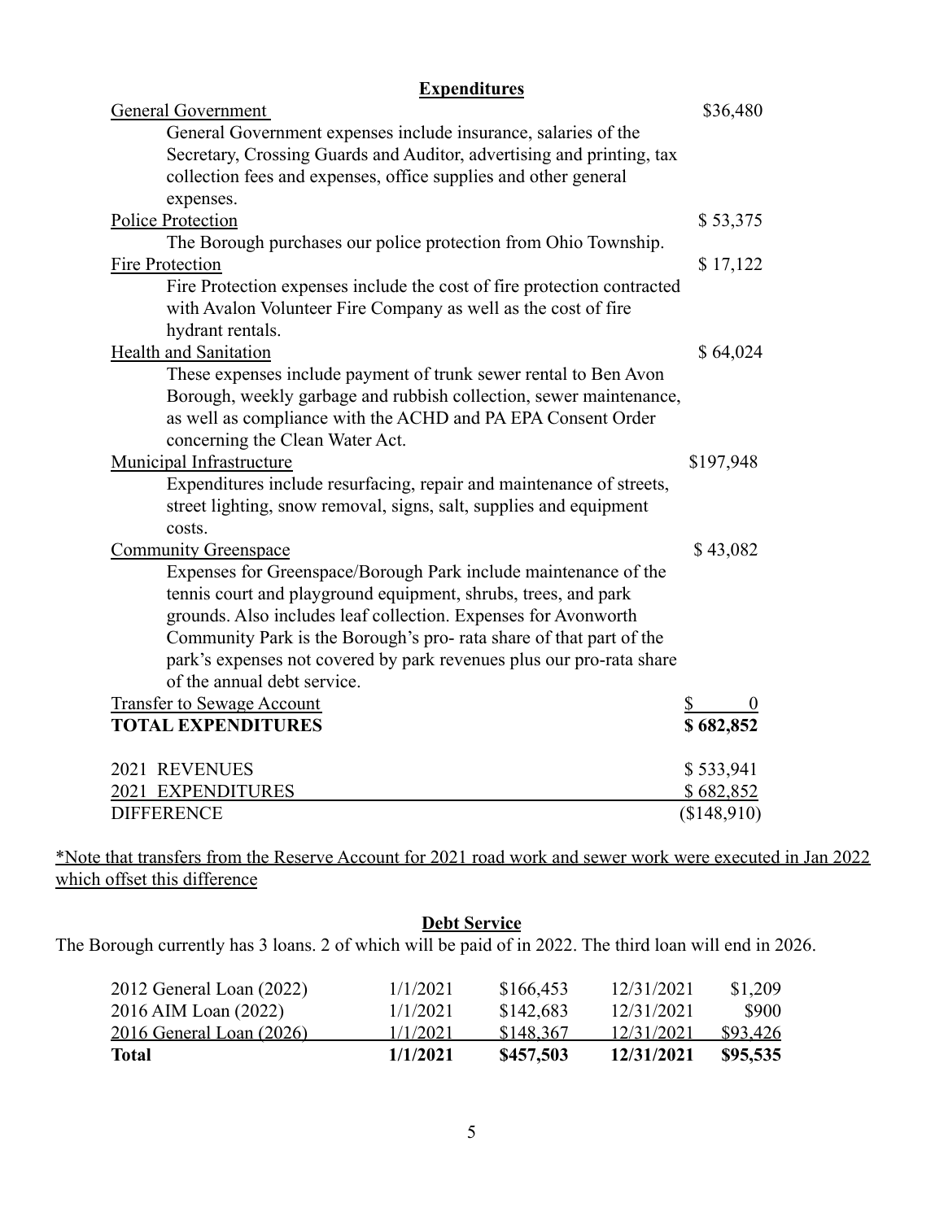## Expenditures

| | |
|---|---|
| General Government | $36,480 |
| General Government expenses include insurance, salaries of the Secretary, Crossing Guards and Auditor, advertising and printing, tax collection fees and expenses, office supplies and other general expenses. | |
| Police Protection | $ 53,375 |
| The Borough purchases our police protection from Ohio Township. | |
| Fire Protection | $ 17,122 |
| Fire Protection expenses include the cost of fire protection contracted with Avalon Volunteer Fire Company as well as the cost of fire hydrant rentals. | |
| Health and Sanitation | $ 64,024 |
| These expenses include payment of trunk sewer rental to Ben Avon Borough, weekly garbage and rubbish collection, sewer maintenance, as well as compliance with the ACHD and PA EPA Consent Order concerning the Clean Water Act. | |
| Municipal Infrastructure | $197,948 |
| Expenditures include resurfacing, repair and maintenance of streets, street lighting, snow removal, signs, salt, supplies and equipment costs. | |
| Community Greenspace | $ 43,082 |
| Expenses for Greenspace/Borough Park include maintenance of the tennis court and playground equipment, shrubs, trees, and park grounds. Also includes leaf collection. Expenses for Avonworth Community Park is the Borough's pro- rata share of that part of the park's expenses not covered by park revenues plus our pro-rata share of the annual debt service. | |
| Transfer to Sewage Account | $ 0 |
| **TOTAL EXPENDITURES** | **$ 682,852** |

| | |
|---|---|
| 2021 REVENUES | $ 533,941 |
| 2021 EXPENDITURES | $ 682,852 |
| DIFFERENCE | ($148,910) |

*Note that transfers from the Reserve Account for 2021 road work and sewer work were executed in Jan 2022 which offset this difference

## Debt Service

The Borough currently has 3 loans. 2 of which will be paid of in 2022. The third loan will end in 2026.

| | | | | |
|---|---|---|---|---|
| 2012 General Loan (2022) | 1/1/2021 | $166,453 | 12/31/2021 | $1,209 |
| 2016 AIM Loan (2022) | 1/1/2021 | $142,683 | 12/31/2021 | $900 |
| 2016 General Loan (2026) | 1/1/2021 | $148,367 | 12/31/2021 | $93,426 |
| **Total** | **1/1/2021** | **$457,503** | **12/31/2021** | **$95,535** |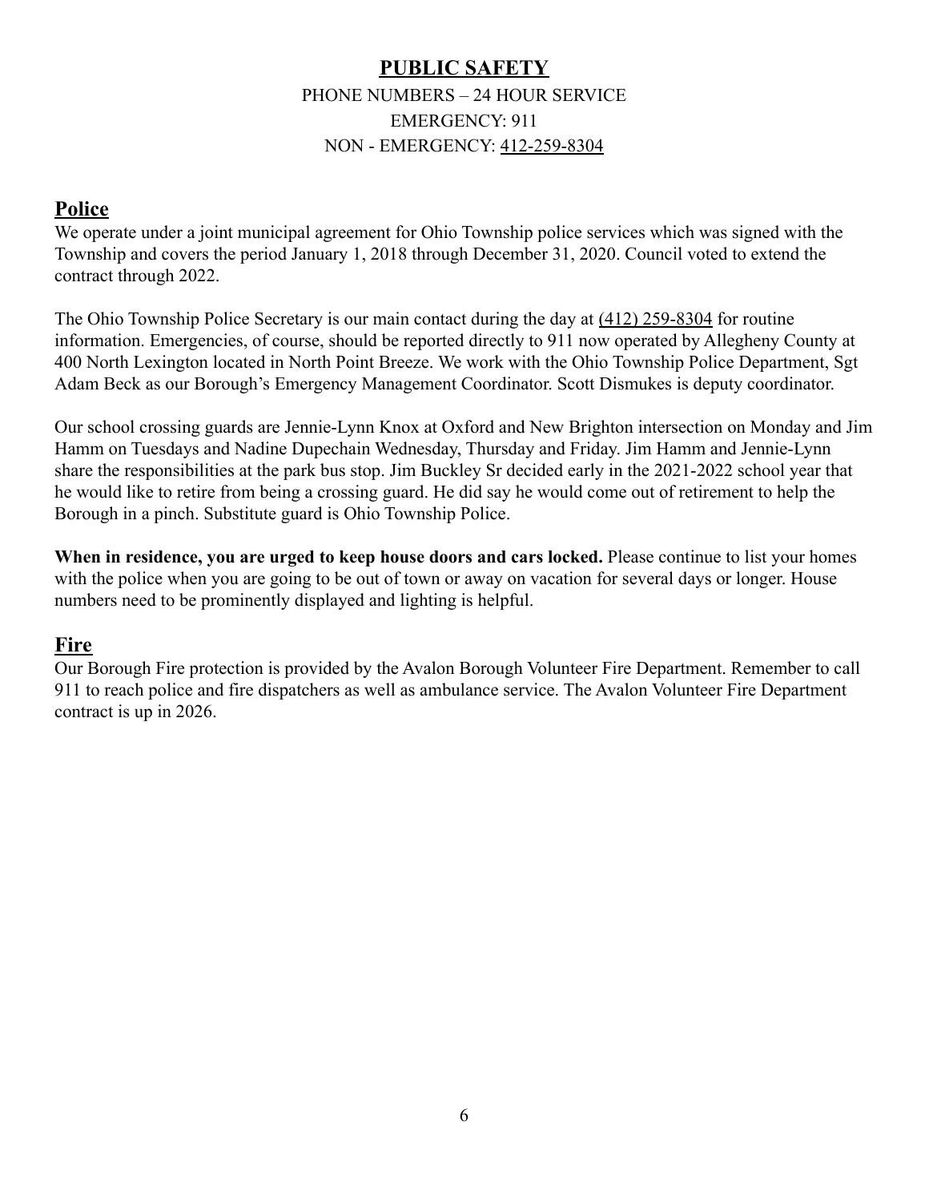# PUBLIC SAFETY

PHONE NUMBERS – 24 HOUR SERVICE

EMERGENCY: 911

NON - EMERGENCY: 412-259-8304

## Police

We operate under a joint municipal agreement for Ohio Township police services which was signed with the Township and covers the period January 1, 2018 through December 31, 2020. Council voted to extend the contract through 2022.

The Ohio Township Police Secretary is our main contact during the day at (412) 259-8304 for routine information. Emergencies, of course, should be reported directly to 911 now operated by Allegheny County at 400 North Lexington located in North Point Breeze. We work with the Ohio Township Police Department, Sgt Adam Beck as our Borough's Emergency Management Coordinator. Scott Dismukes is deputy coordinator.

Our school crossing guards are Jennie-Lynn Knox at Oxford and New Brighton intersection on Monday and Jim Hamm on Tuesdays and Nadine Dupechain Wednesday, Thursday and Friday. Jim Hamm and Jennie-Lynn share the responsibilities at the park bus stop. Jim Buckley Sr decided early in the 2021-2022 school year that he would like to retire from being a crossing guard. He did say he would come out of retirement to help the Borough in a pinch. Substitute guard is Ohio Township Police.

**When in residence, you are urged to keep house doors and cars locked.** Please continue to list your homes with the police when you are going to be out of town or away on vacation for several days or longer. House numbers need to be prominently displayed and lighting is helpful.

## Fire

Our Borough Fire protection is provided by the Avalon Borough Volunteer Fire Department. Remember to call 911 to reach police and fire dispatchers as well as ambulance service. The Avalon Volunteer Fire Department contract is up in 2026.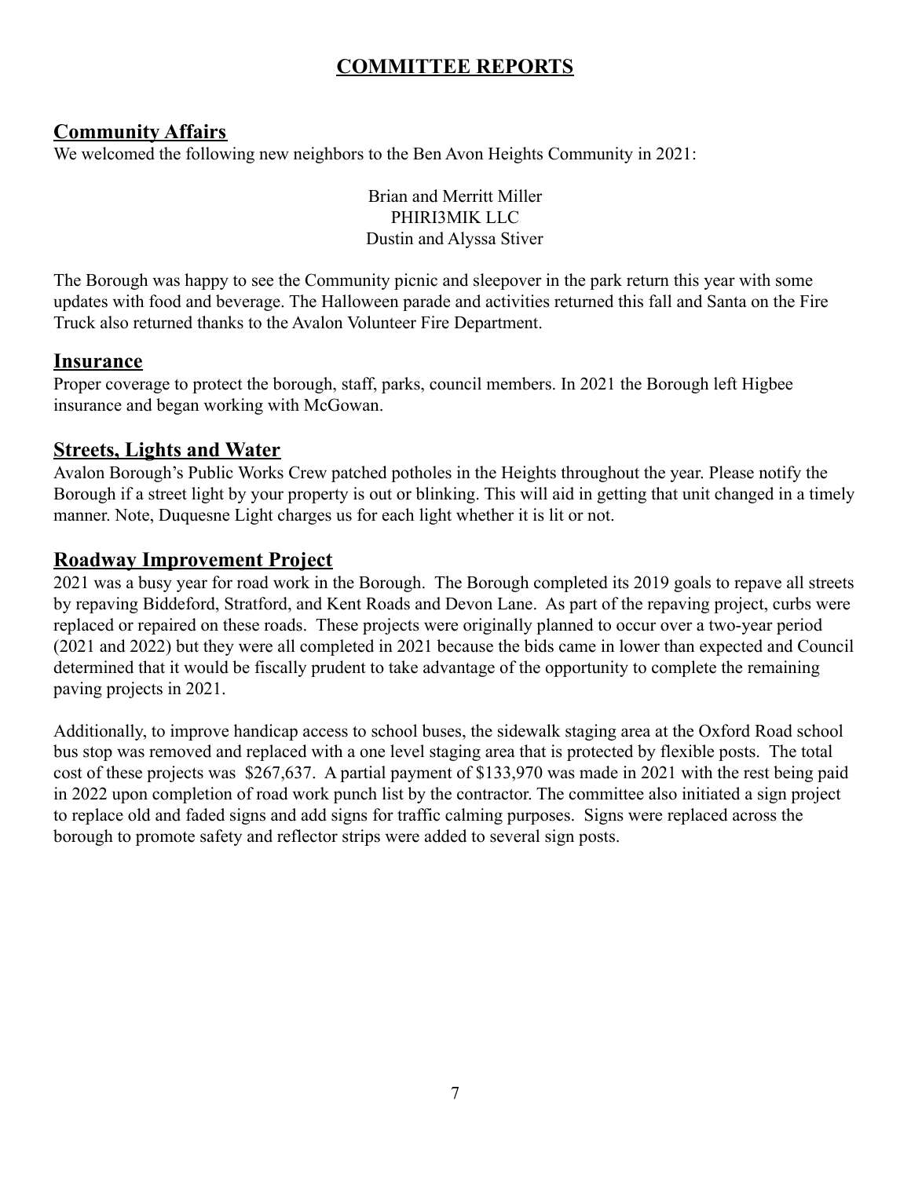# COMMITTEE REPORTS

## Community Affairs

We welcomed the following new neighbors to the Ben Avon Heights Community in 2021:

Brian and Merritt Miller
PHIRI3MIK LLC
Dustin and Alyssa Stiver

The Borough was happy to see the Community picnic and sleepover in the park return this year with some updates with food and beverage. The Halloween parade and activities returned this fall and Santa on the Fire Truck also returned thanks to the Avalon Volunteer Fire Department.

## Insurance

Proper coverage to protect the borough, staff, parks, council members. In 2021 the Borough left Higbee insurance and began working with McGowan.

## Streets, Lights and Water

Avalon Borough's Public Works Crew patched potholes in the Heights throughout the year. Please notify the Borough if a street light by your property is out or blinking. This will aid in getting that unit changed in a timely manner. Note, Duquesne Light charges us for each light whether it is lit or not.

## Roadway Improvement Project

2021 was a busy year for road work in the Borough. The Borough completed its 2019 goals to repave all streets by repaving Biddeford, Stratford, and Kent Roads and Devon Lane. As part of the repaving project, curbs were replaced or repaired on these roads. These projects were originally planned to occur over a two-year period (2021 and 2022) but they were all completed in 2021 because the bids came in lower than expected and Council determined that it would be fiscally prudent to take advantage of the opportunity to complete the remaining paving projects in 2021.

Additionally, to improve handicap access to school buses, the sidewalk staging area at the Oxford Road school bus stop was removed and replaced with a one level staging area that is protected by flexible posts. The total cost of these projects was $267,637. A partial payment of $133,970 was made in 2021 with the rest being paid in 2022 upon completion of road work punch list by the contractor. The committee also initiated a sign project to replace old and faded signs and add signs for traffic calming purposes. Signs were replaced across the borough to promote safety and reflector strips were added to several sign posts.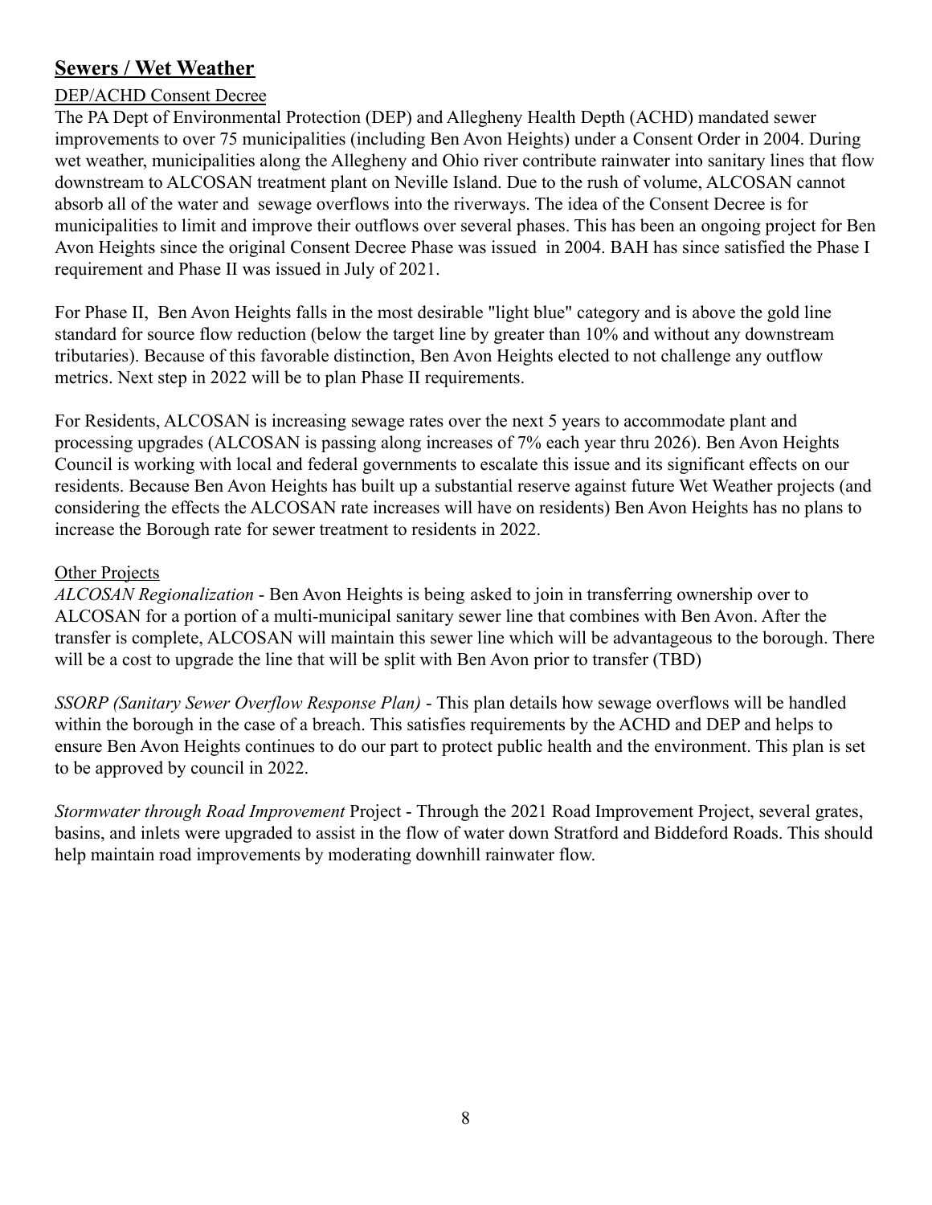## Sewers / Wet Weather

DEP/ACHD Consent Decree

The PA Dept of Environmental Protection (DEP) and Allegheny Health Depth (ACHD) mandated sewer improvements to over 75 municipalities (including Ben Avon Heights) under a Consent Order in 2004. During wet weather, municipalities along the Allegheny and Ohio river contribute rainwater into sanitary lines that flow downstream to ALCOSAN treatment plant on Neville Island. Due to the rush of volume, ALCOSAN cannot absorb all of the water and sewage overflows into the riverways. The idea of the Consent Decree is for municipalities to limit and improve their outflows over several phases. This has been an ongoing project for Ben Avon Heights since the original Consent Decree Phase was issued in 2004. BAH has since satisfied the Phase I requirement and Phase II was issued in July of 2021.

For Phase II, Ben Avon Heights falls in the most desirable "light blue" category and is above the gold line standard for source flow reduction (below the target line by greater than 10% and without any downstream tributaries). Because of this favorable distinction, Ben Avon Heights elected to not challenge any outflow metrics. Next step in 2022 will be to plan Phase II requirements.

For Residents, ALCOSAN is increasing sewage rates over the next 5 years to accommodate plant and processing upgrades (ALCOSAN is passing along increases of 7% each year thru 2026). Ben Avon Heights Council is working with local and federal governments to escalate this issue and its significant effects on our residents. Because Ben Avon Heights has built up a substantial reserve against future Wet Weather projects (and considering the effects the ALCOSAN rate increases will have on residents) Ben Avon Heights has no plans to increase the Borough rate for sewer treatment to residents in 2022.

Other Projects

*ALCOSAN Regionalization* - Ben Avon Heights is being asked to join in transferring ownership over to ALCOSAN for a portion of a multi-municipal sanitary sewer line that combines with Ben Avon. After the transfer is complete, ALCOSAN will maintain this sewer line which will be advantageous to the borough. There will be a cost to upgrade the line that will be split with Ben Avon prior to transfer (TBD)

*SSORP (Sanitary Sewer Overflow Response Plan)* - This plan details how sewage overflows will be handled within the borough in the case of a breach. This satisfies requirements by the ACHD and DEP and helps to ensure Ben Avon Heights continues to do our part to protect public health and the environment. This plan is set to be approved by council in 2022.

*Stormwater through Road Improvement* Project - Through the 2021 Road Improvement Project, several grates, basins, and inlets were upgraded to assist in the flow of water down Stratford and Biddeford Roads. This should help maintain road improvements by moderating downhill rainwater flow.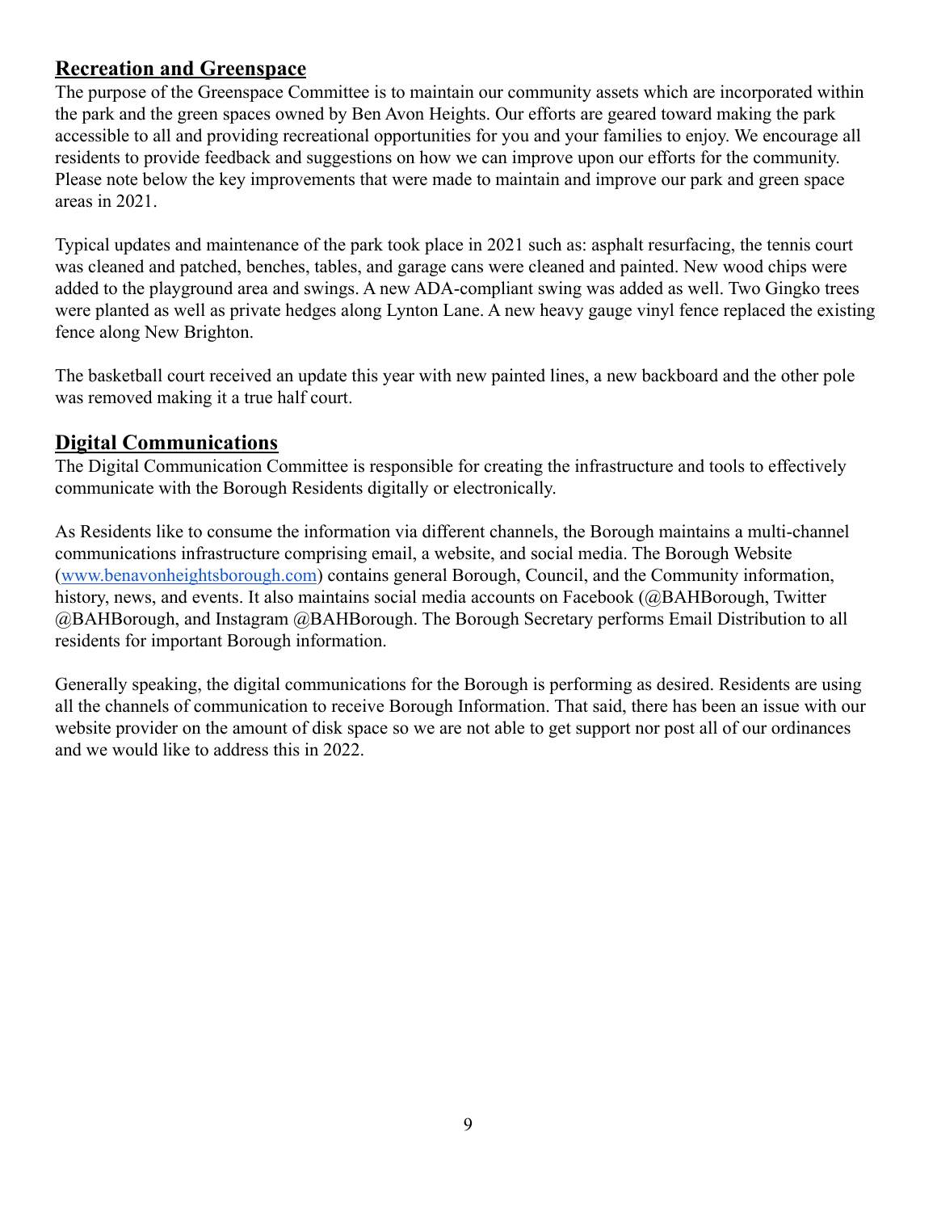## Recreation and Greenspace

The purpose of the Greenspace Committee is to maintain our community assets which are incorporated within the park and the green spaces owned by Ben Avon Heights. Our efforts are geared toward making the park accessible to all and providing recreational opportunities for you and your families to enjoy. We encourage all residents to provide feedback and suggestions on how we can improve upon our efforts for the community. Please note below the key improvements that were made to maintain and improve our park and green space areas in 2021.

Typical updates and maintenance of the park took place in 2021 such as: asphalt resurfacing, the tennis court was cleaned and patched, benches, tables, and garage cans were cleaned and painted. New wood chips were added to the playground area and swings. A new ADA-compliant swing was added as well. Two Gingko trees were planted as well as private hedges along Lynton Lane. A new heavy gauge vinyl fence replaced the existing fence along New Brighton.

The basketball court received an update this year with new painted lines, a new backboard and the other pole was removed making it a true half court.

## Digital Communications

The Digital Communication Committee is responsible for creating the infrastructure and tools to effectively communicate with the Borough Residents digitally or electronically.

As Residents like to consume the information via different channels, the Borough maintains a multi-channel communications infrastructure comprising email, a website, and social media. The Borough Website ([www.benavonheightsborough.com](http://www.benavonheightsborough.com)) contains general Borough, Council, and the Community information, history, news, and events. It also maintains social media accounts on Facebook (@BAHBorough, Twitter @BAHBorough, and Instagram @BAHBorough. The Borough Secretary performs Email Distribution to all residents for important Borough information.

Generally speaking, the digital communications for the Borough is performing as desired. Residents are using all the channels of communication to receive Borough Information. That said, there has been an issue with our website provider on the amount of disk space so we are not able to get support nor post all of our ordinances and we would like to address this in 2022.